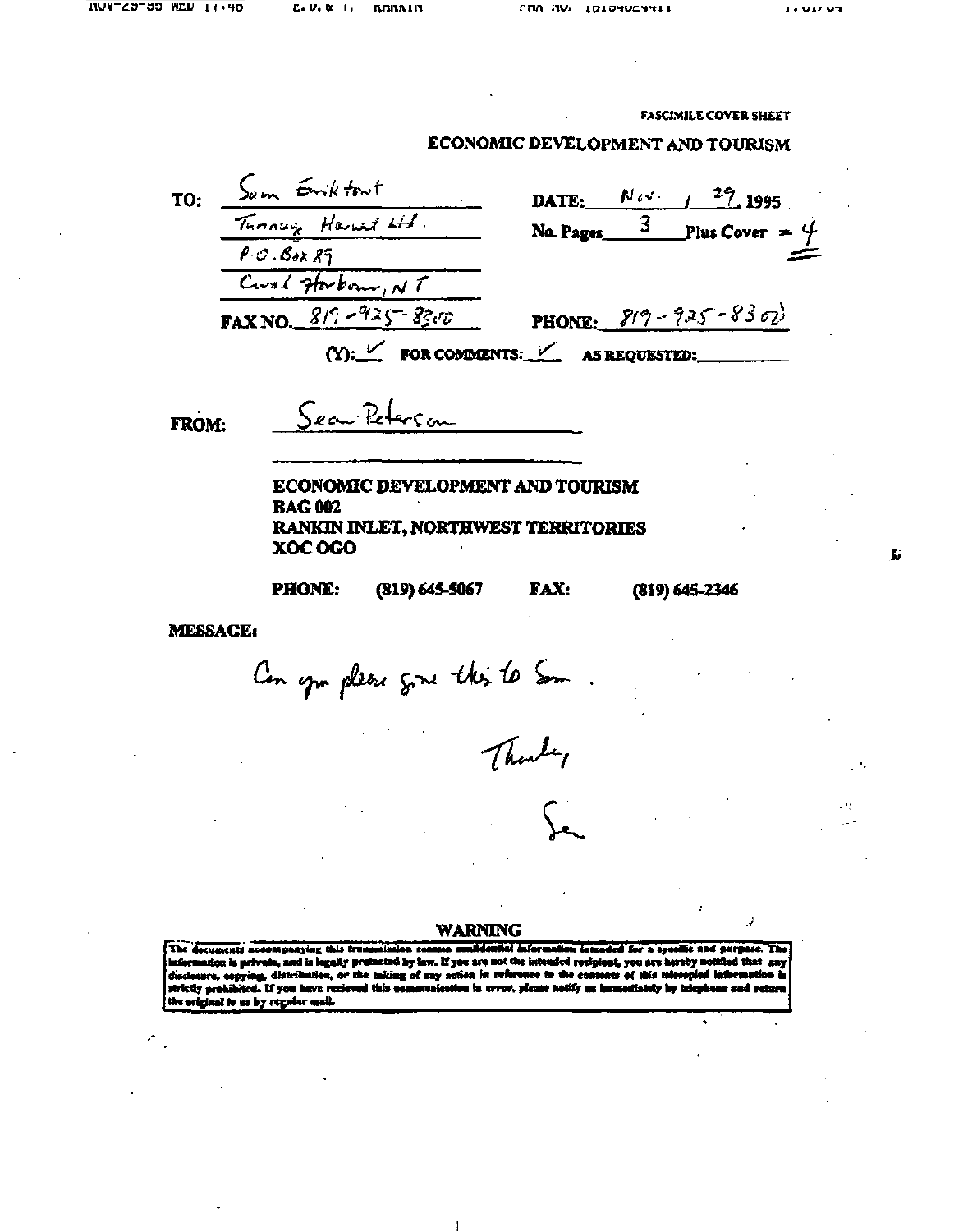FASCIMILE COVER SHEET

**ECONOMIC DEVELOPMENT AND TOURISM**

**TO:** Sam Emiktowt
Tunnuq Harvest Ltd.
P.O. Box 89
Coral Harbour, NT

**DATE:** Nov. / 29, 1995

**No. Pages** 3 **Plus Cover** = 4

**FAX NO.** 819-925-8300

**PHONE:** 819-925-8302

**(Y):** ✓ **FOR COMMENTS:** ✓ **AS REQUESTED:** ______

**FROM:** Sean Peterson

**ECONOMIC DEVELOPMENT AND TOURISM**
**BAG 002**
**RANKIN INLET, NORTHWEST TERRITORIES**
**XOC OGO**

**PHONE:** (819) 645-5067 **FAX:** (819) 645-2346

**MESSAGE:**

Can you please give this to Sam.

Thanks,

Sean

**WARNING**

The documents accompanying this transmission contain confidential information intended for a specific and purpose. The information is private, and is legally protected by law. If you are not the intended recipient, you are hereby notified that any disclosure, copying, distribution, or the taking of any action in reference to the contents of this telecopied information is strictly prohibited. If you have recieved this communication in error, please notify us immediately by telephone and return the original to us by regular mail.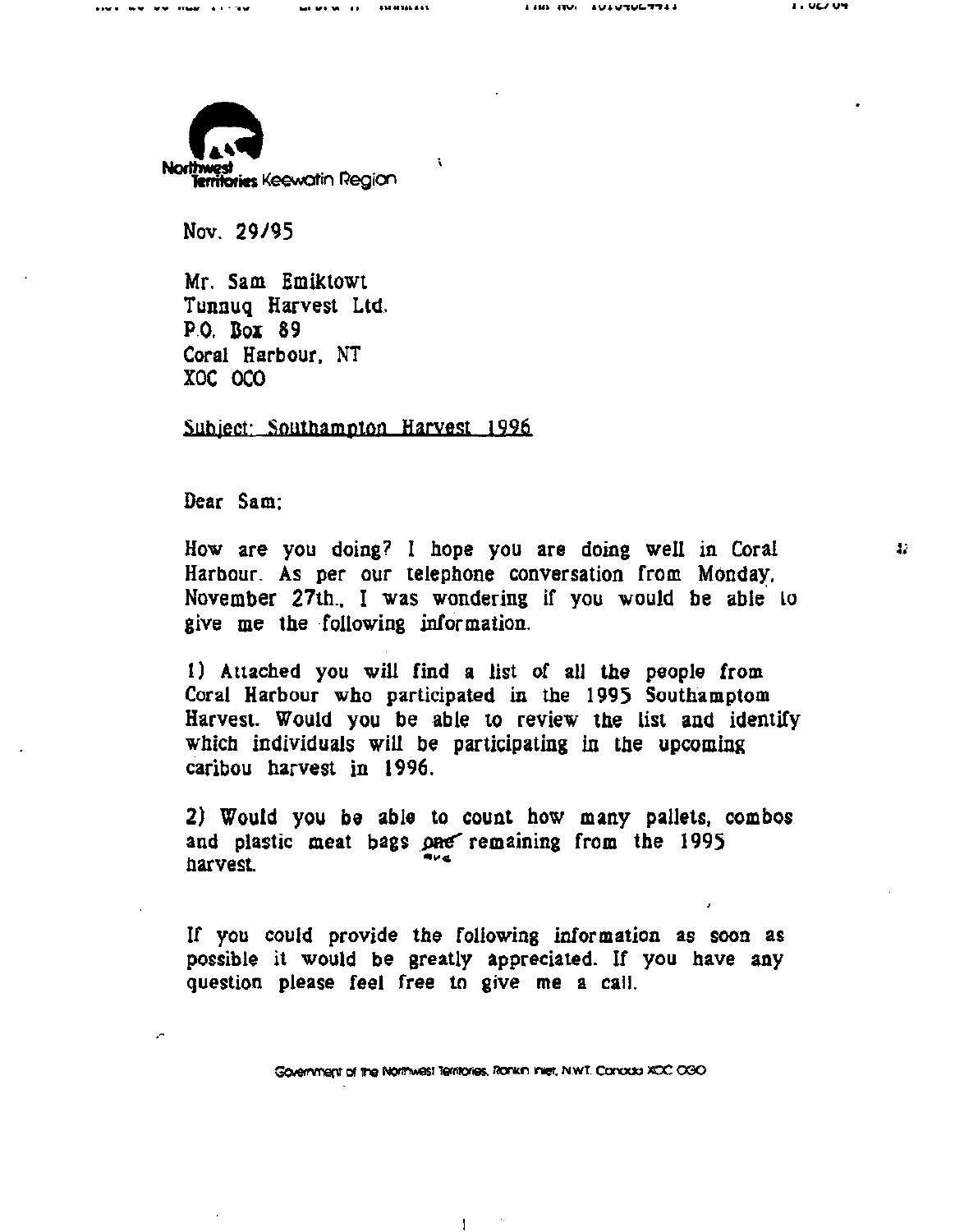Northwest Territories Keewatin Region

Nov. 29/95

Mr. Sam Emiktowt
Tunnuq Harvest Ltd.
P.O. Box 89
Coral Harbour, NT
XOC OCO

Subject: Southampton Harvest 1996

Dear Sam;

How are you doing? I hope you are doing well in Coral Harbour. As per our telephone conversation from Monday, November 27th., I was wondering if you would be able to give me the following information.

1) Attached you will find a list of all the people from Coral Harbour who participated in the 1995 Southamptom Harvest. Would you be able to review the list and identify which individuals will be participating in the upcoming caribou harvest in 1996.

2) Would you be able to count how many pallets, combos and plastic meat bags ~~one~~ are remaining from the 1995 harvest.

If you could provide the following information as soon as possible it would be greatly appreciated. If you have any question please feel free to give me a call.

Government of the Northwest Territories, Rankin Inlet, N.W.T. Canada XOC OGO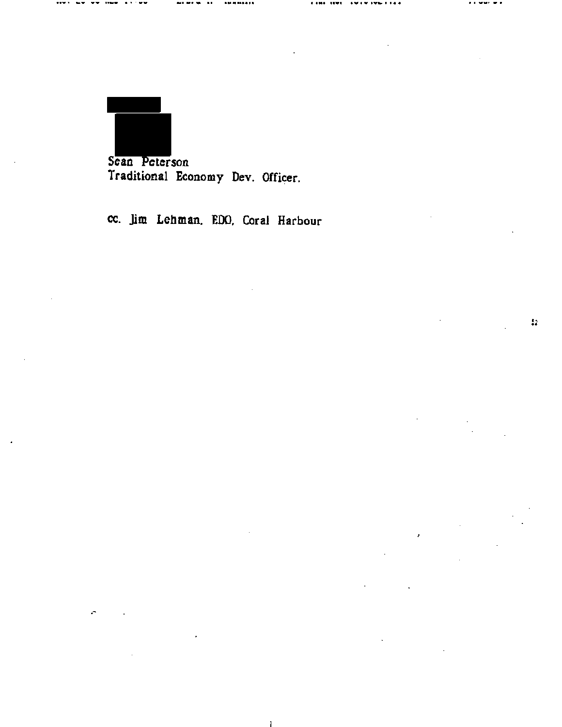Sean Peterson
Traditional Economy Dev. Officer.

cc. Jim Lehman, EDO, Coral Harbour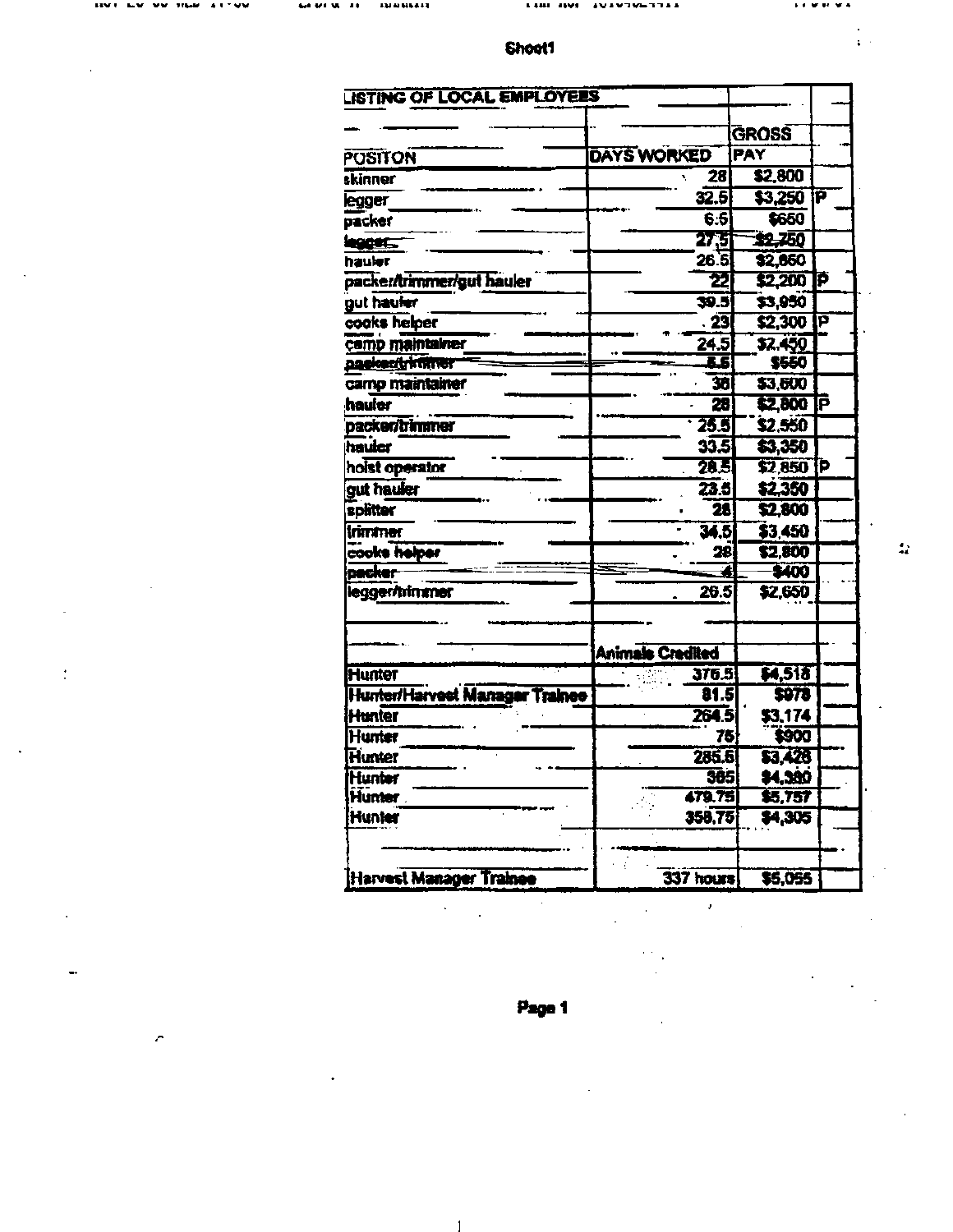Sheet1

| LISTING OF LOCAL EMPLOYEES | | | |
|---|---|---|---|
| | | GROSS | |
| POSITON | DAYS WORKED | PAY | |
| skinner | 28 | $2,800 | |
| legger | 32.5 | $3,250 | P |
| packer | 6.5 | $650 | |
| ~~legger~~ | ~~27.5~~ | ~~$2,750~~ | |
| hauler | 26.5 | $2,650 | |
| packer/trimmer/gut hauler | 22 | $2,200 | P |
| gut hauler | 39.5 | $3,950 | |
| cooks helper | 23 | $2,300 | P |
| camp maintainer | 24.5 | $2,450 | |
| ~~packer/trimmer~~ | ~~5.5~~ | ~~$550~~ | |
| camp maintainer | 36 | $3,600 | |
| hauler | 28 | $2,800 | P |
| packer/trimmer | 25.5 | $2,550 | |
| hauler | 33.5 | $3,350 | |
| hoist operator | 28.5 | $2,850 | P |
| gut hauler | 23.5 | $2,350 | |
| splitter | 28 | $2,800 | |
| trimmer | 34.5 | $3,450 | |
| cooks helper | 28 | $2,800 | |
| ~~packer~~ | ~~4~~ | ~~$400~~ | |
| legger/trimmer | 26.5 | $2,650 | |
| | | | |
| | Animals Credited | | |
| Hunter | 376.5 | $4,518 | |
| Hunter/Harvest Manager Trainee | 81.5 | $978 | |
| Hunter | 264.5 | $3,174 | |
| Hunter | 75 | $900 | |
| Hunter | 285.5 | $3,426 | |
| Hunter | 365 | $4,380 | |
| Hunter | 479.75 | $5,757 | |
| Hunter | 358.75 | $4,305 | |
| | | | |
| Harvest Manager Trainee | 337 hours | $5,055 | |